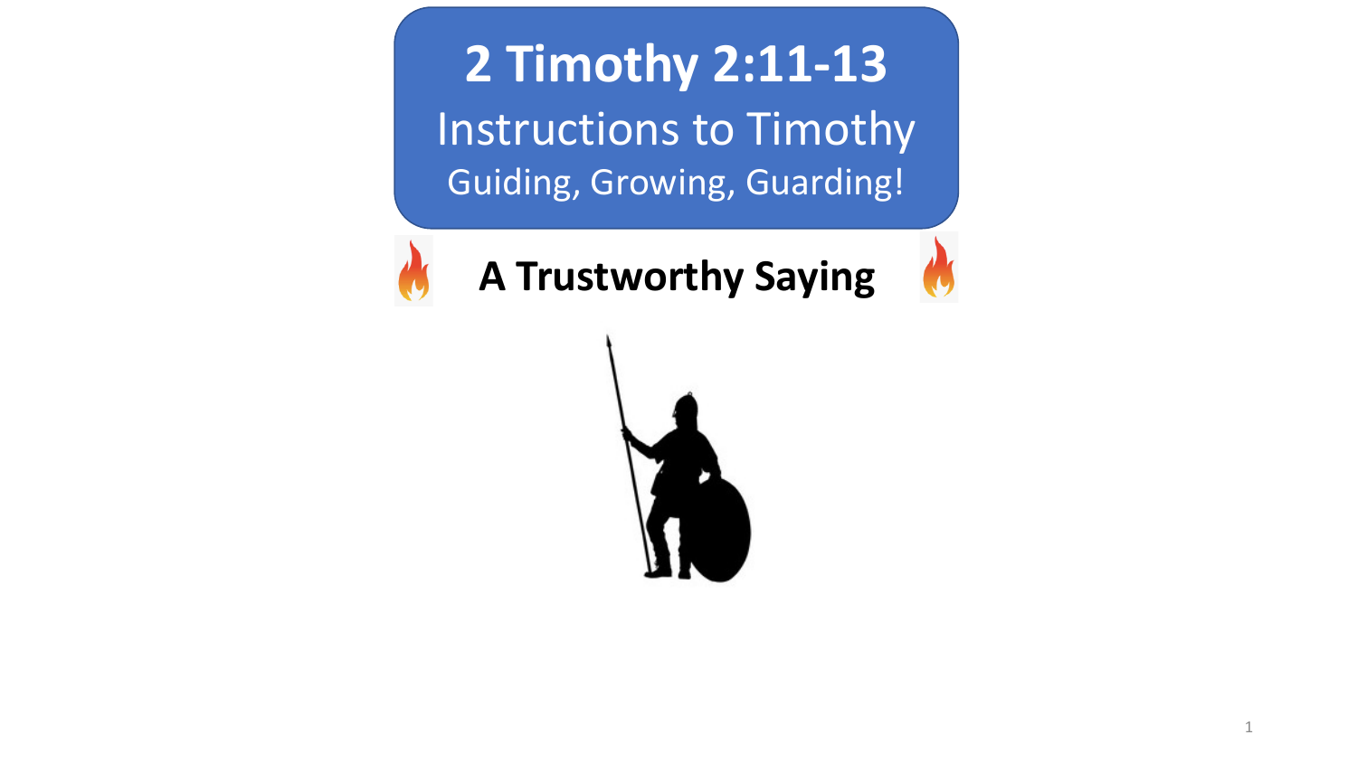# 2 Timothy 2:11-13

## Instructions to Timothy

### Guiding, Growing, Guarding!

**A Trustworthy Saying**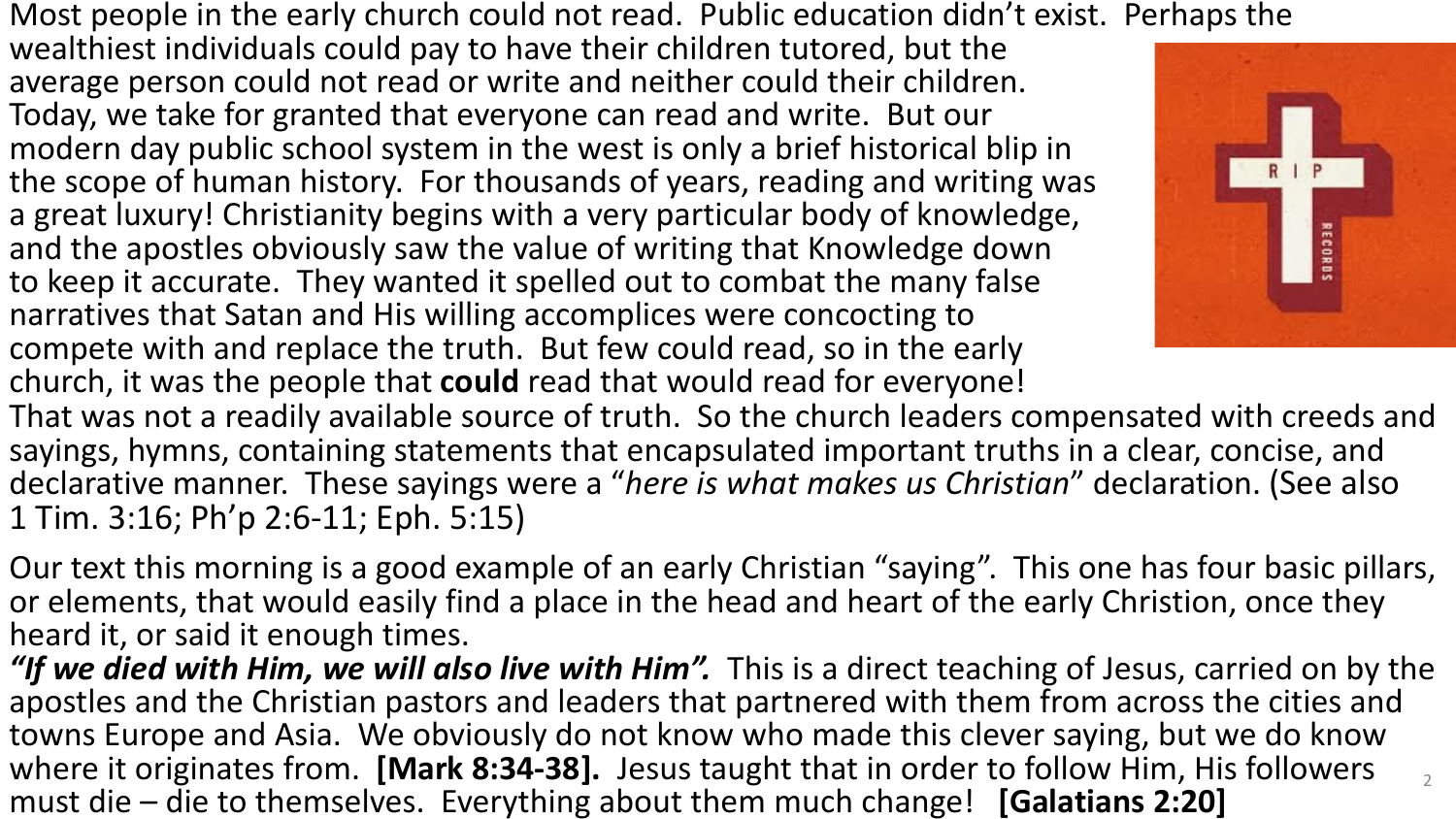Most people in the early church could not read. Public education didn't exist. Perhaps the wealthiest individuals could pay to have their children tutored, but the average person could not read or write and neither could their children. Today, we take for granted that everyone can read and write. But our modern day public school system in the west is only a brief historical blip in the scope of human history. For thousands of years, reading and writing was a great luxury! Christianity begins with a very particular body of knowledge, and the apostles obviously saw the value of writing that Knowledge down to keep it accurate. They wanted it spelled out to combat the many false narratives that Satan and His willing accomplices were concocting to compete with and replace the truth. But few could read, so in the early church, it was the people that **could** read that would read for everyone! That was not a readily available source of truth. So the church leaders compensated with creeds and sayings, hymns, containing statements that encapsulated important truths in a clear, concise, and declarative manner. These sayings were a "*here is what makes us Christian*" declaration. (See also 1 Tim. 3:16; Ph'p 2:6-11; Eph. 5:15)

Our text this morning is a good example of an early Christian "saying". This one has four basic pillars, or elements, that would easily find a place in the head and heart of the early Christion, once they heard it, or said it enough times.

***"If we died with Him, we will also live with Him".*** This is a direct teaching of Jesus, carried on by the apostles and the Christian pastors and leaders that partnered with them from across the cities and towns Europe and Asia. We obviously do not know who made this clever saying, but we do know where it originates from. **[Mark 8:34-38].** Jesus taught that in order to follow Him, His followers must die – die to themselves. Everything about them much change! **[Galatians 2:20]**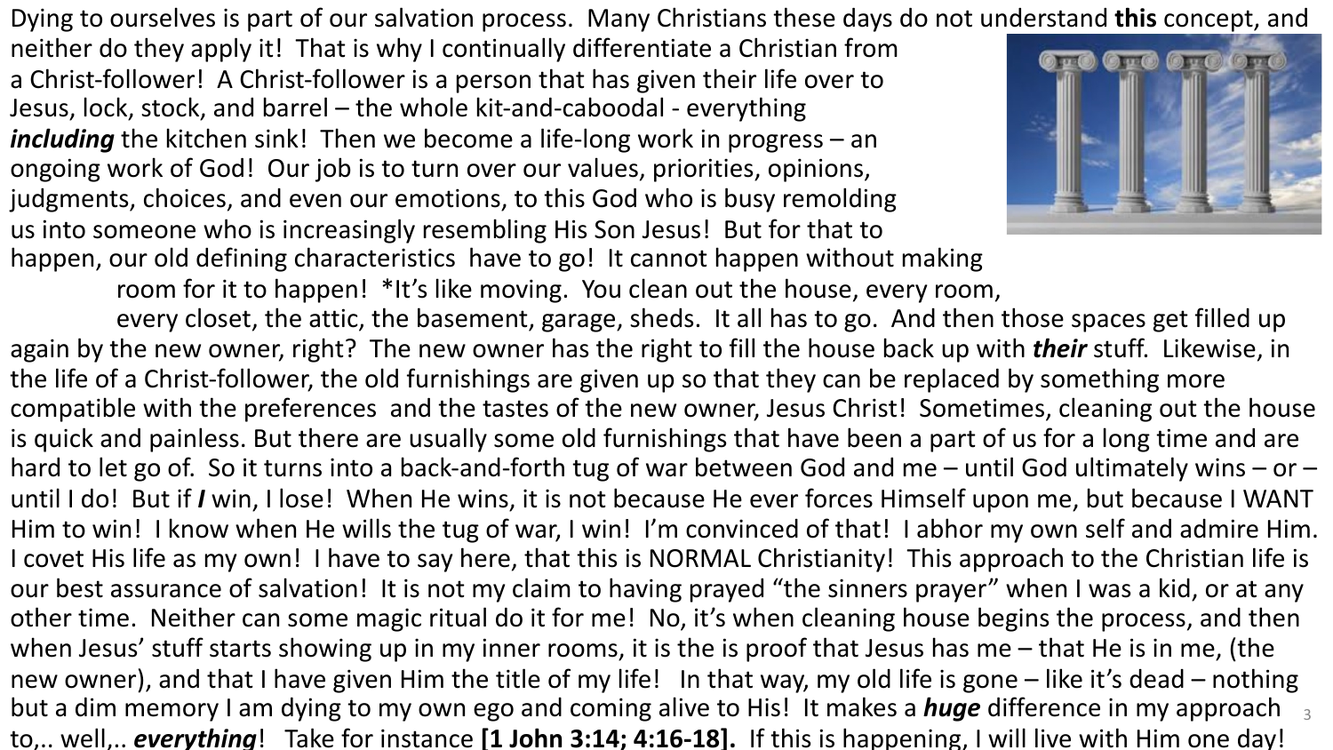Dying to ourselves is part of our salvation process. Many Christians these days do not understand **this** concept, and neither do they apply it! That is why I continually differentiate a Christian from a Christ-follower! A Christ-follower is a person that has given their life over to Jesus, lock, stock, and barrel – the whole kit-and-caboodal - everything ***including*** the kitchen sink! Then we become a life-long work in progress – an ongoing work of God! Our job is to turn over our values, priorities, opinions, judgments, choices, and even our emotions, to this God who is busy remolding us into someone who is increasingly resembling His Son Jesus! But for that to happen, our old defining characteristics have to go! It cannot happen without making room for it to happen! *It's like moving. You clean out the house, every room, every closet, the attic, the basement, garage, sheds. It all has to go. And then those spaces get filled up again by the new owner, right? The new owner has the right to fill the house back up with ***their*** stuff. Likewise, in the life of a Christ-follower, the old furnishings are given up so that they can be replaced by something more compatible with the preferences and the tastes of the new owner, Jesus Christ! Sometimes, cleaning out the house is quick and painless. But there are usually some old furnishings that have been a part of us for a long time and are hard to let go of. So it turns into a back-and-forth tug of war between God and me – until God ultimately wins – or – until I do! But if ***I*** win, I lose! When He wins, it is not because He ever forces Himself upon me, but because I WANT Him to win! I know when He wills the tug of war, I win! I'm convinced of that! I abhor my own self and admire Him. I covet His life as my own! I have to say here, that this is NORMAL Christianity! This approach to the Christian life is our best assurance of salvation! It is not my claim to having prayed "the sinners prayer" when I was a kid, or at any other time. Neither can some magic ritual do it for me! No, it's when cleaning house begins the process, and then when Jesus' stuff starts showing up in my inner rooms, it is the is proof that Jesus has me – that He is in me, (the new owner), and that I have given Him the title of my life! In that way, my old life is gone – like it's dead – nothing but a dim memory I am dying to my own ego and coming alive to His! It makes a ***huge*** difference in my approach to,.. well,.. ***everything***! Take for instance **[1 John 3:14; 4:16-18].** If this is happening, I will live with Him one day!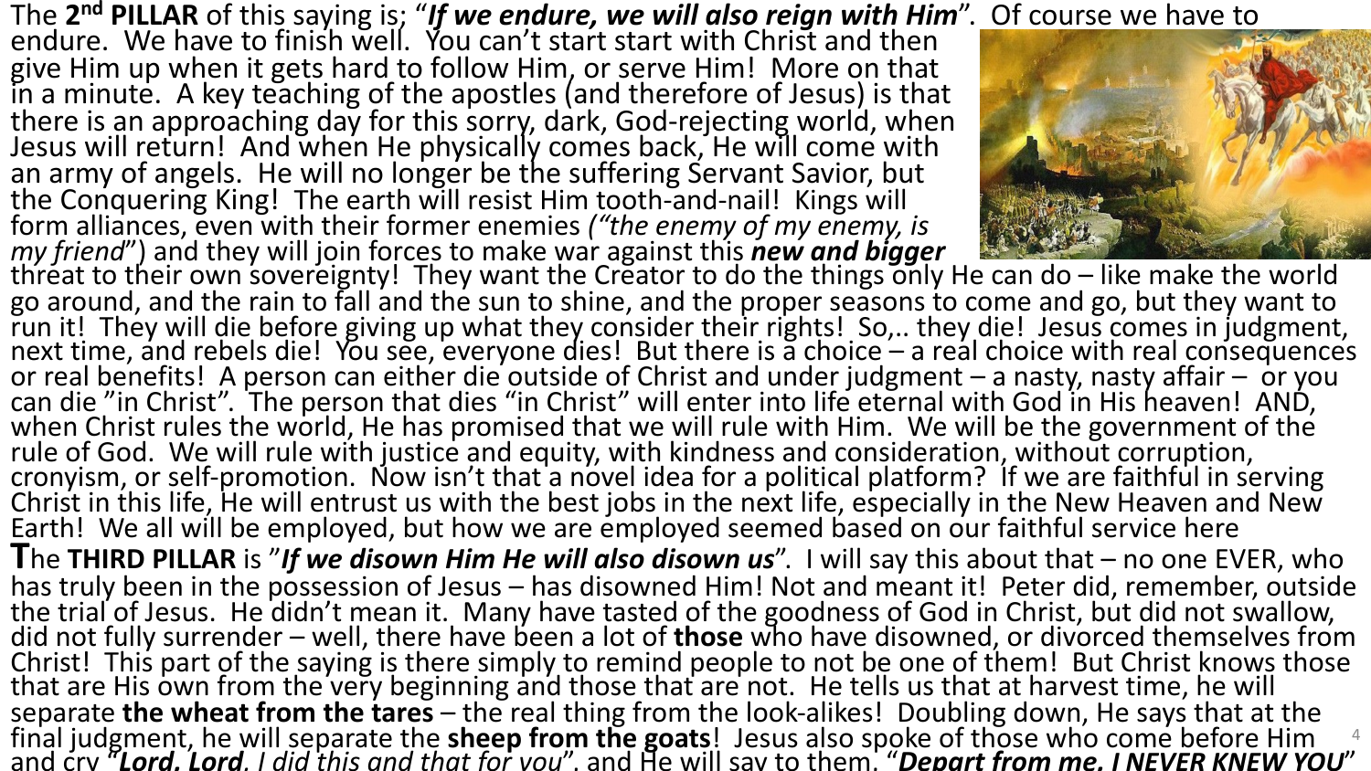The **2nd PILLAR** of this saying is; “***If we endure, we will also reign with Him***”. Of course we have to endure. We have to finish well. You can’t start start with Christ and then give Him up when it gets hard to follow Him, or serve Him! More on that in a minute. A key teaching of the apostles (and therefore of Jesus) is that there is an approaching day for this sorry, dark, God-rejecting world, when Jesus will return! And when He physically comes back, He will come with an army of angels. He will no longer be the suffering Servant Savior, but the Conquering King! The earth will resist Him tooth-and-nail! Kings will form alliances, even with their former enemies *(“the enemy of my enemy, is my friend*”) and they will join forces to make war against this ***new and bigger*** threat to their own sovereignty! They want the Creator to do the things only He can do – like make the world go around, and the rain to fall and the sun to shine, and the proper seasons to come and go, but they want to run it! They will die before giving up what they consider their rights! So,.. they die! Jesus comes in judgment, next time, and rebels die! You see, everyone dies! But there is a choice – a real choice with real consequences or real benefits! A person can either die outside of Christ and under judgment – a nasty, nasty affair – or you can die ”in Christ”. The person that dies “in Christ” will enter into life eternal with God in His heaven! AND, when Christ rules the world, He has promised that we will rule with Him. We will be the government of the rule of God. We will rule with justice and equity, with kindness and consideration, without corruption, cronyism, or self-promotion. Now isn’t that a novel idea for a political platform? If we are faithful in serving Christ in this life, He will entrust us with the best jobs in the next life, especially in the New Heaven and New Earth! We all will be employed, but how we are employed seemed based on our faithful service here

**T**he **THIRD PILLAR** is ”***If we disown Him He will also disown us***”. I will say this about that – no one EVER, who has truly been in the possession of Jesus – has disowned Him! Not and meant it! Peter did, remember, outside the trial of Jesus. He didn’t mean it. Many have tasted of the goodness of God in Christ, but did not swallow, did not fully surrender – well, there have been a lot of **those** who have disowned, or divorced themselves from Christ! This part of the saying is there simply to remind people to not be one of them! But Christ knows those that are His own from the very beginning and those that are not. He tells us that at harvest time, he will separate **the wheat from the tares** – the real thing from the look-alikes! Doubling down, He says that at the final judgment, he will separate the **sheep from the goats**! Jesus also spoke of those who come before Him and cry “***Lord, Lord**, I did this and that for you*”, and He will say to them, “***Depart from me, I NEVER KNEW YOU***”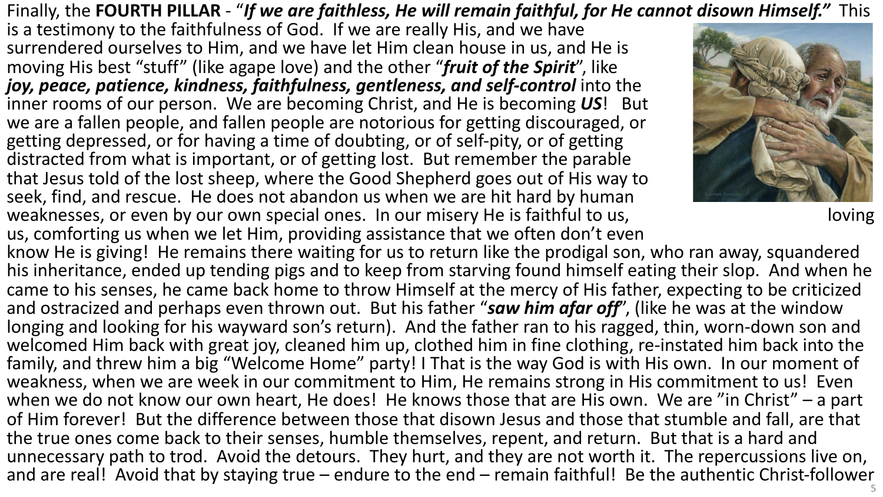Finally, the **FOURTH PILLAR** - "***If we are faithless, He will remain faithful, for He cannot disown Himself.***" This is a testimony to the faithfulness of God. If we are really His, and we have surrendered ourselves to Him, and we have let Him clean house in us, and He is moving His best "stuff" (like agape love) and the other "***fruit of the Spirit***", like ***joy, peace, patience, kindness, faithfulness, gentleness, and self-control*** into the inner rooms of our person. We are becoming Christ, and He is becoming ***US***! But we are a fallen people, and fallen people are notorious for getting discouraged, or getting depressed, or for having a time of doubting, or of self-pity, or of getting distracted from what is important, or of getting lost. But remember the parable that Jesus told of the lost sheep, where the Good Shepherd goes out of His way to seek, find, and rescue. He does not abandon us when we are hit hard by human weaknesses, or even by our own special ones. In our misery He is faithful to us, loving us, comforting us when we let Him, providing assistance that we often don't even know He is giving! He remains there waiting for us to return like the prodigal son, who ran away, squandered his inheritance, ended up tending pigs and to keep from starving found himself eating their slop. And when he came to his senses, he came back home to throw Himself at the mercy of His father, expecting to be criticized and ostracized and perhaps even thrown out. But his father "***saw him afar off***", (like he was at the window longing and looking for his wayward son's return). And the father ran to his ragged, thin, worn-down son and welcomed Him back with great joy, cleaned him up, clothed him in fine clothing, re-instated him back into the family, and threw him a big "Welcome Home" party! I That is the way God is with His own. In our moment of weakness, when we are week in our commitment to Him, He remains strong in His commitment to us! Even when we do not know our own heart, He does! He knows those that are His own. We are "in Christ" – a part of Him forever! But the difference between those that disown Jesus and those that stumble and fall, are that the true ones come back to their senses, humble themselves, repent, and return. But that is a hard and unnecessary path to trod. Avoid the detours. They hurt, and they are not worth it. The repercussions live on, and are real! Avoid that by staying true – endure to the end – remain faithful! Be the authentic Christ-follower